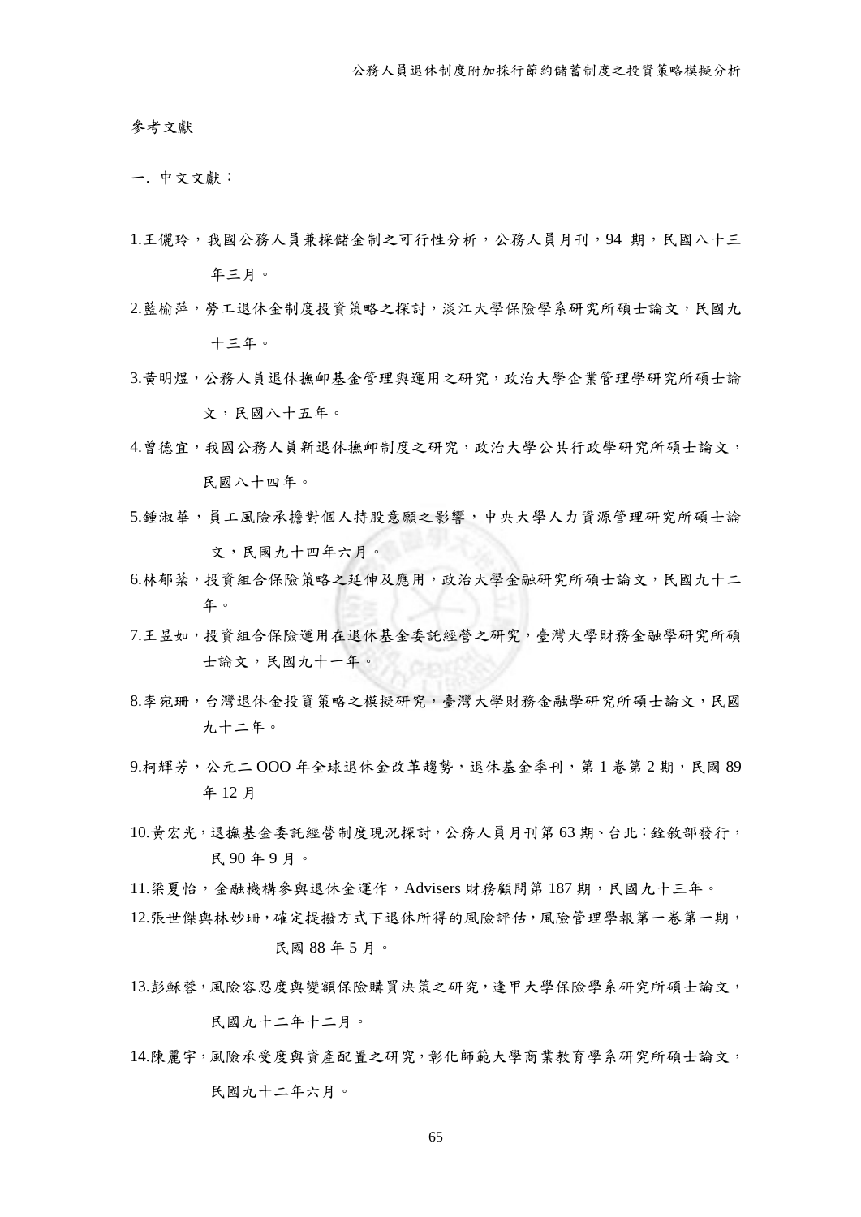參考文獻

一. 中文文獻：

1.王儷玲，我國公務人員兼採儲金制之可行性分析，公務人員月刊，94 期，民國八十三年三月。

2.藍榆萍，勞工退休金制度投資策略之探討，淡江大學保險學系研究所碩士論文，民國九十三年。

3.黃明煜，公務人員退休撫卹基金管理與運用之研究，政治大學企業管理學研究所碩士論文，民國八十五年。

4.曾德宜，我國公務人員新退休撫卹制度之研究，政治大學公共行政學研究所碩士論文，民國八十四年。

5.鍾淑華，員工風險承擔對個人持股意願之影響，中央大學人力資源管理研究所碩士論文，民國九十四年六月。

6.林郁棻，投資組合保險策略之延伸及應用，政治大學金融研究所碩士論文，民國九十二年。

7.王昱如，投資組合保險運用在退休基金委託經營之研究，臺灣大學財務金融學研究所碩士論文，民國九十一年。

8.李宛珊，台灣退休金投資策略之模擬研究，臺灣大學財務金融學研究所碩士論文，民國九十二年。

9.柯輝芳，公元二 OOO 年全球退休金改革趨勢，退休基金季刊，第 1 卷第 2 期，民國 89 年 12 月

10.黃宏光，退撫基金委託經營制度現況探討，公務人員月刊第 63 期、台北：銓敘部發行，民 90 年 9 月。

11.梁夏怡，金融機構參與退休金運作，Advisers 財務顧問第 187 期，民國九十三年。

12.張世傑與林妙珊，確定提撥方式下退休所得的風險評估，風險管理學報第一卷第一期，民國 88 年 5 月。

13.彭穌蓉，風險容忍度與變額保險購買決策之研究，逢甲大學保險學系研究所碩士論文，民國九十二年十二月。

14.陳麗宇，風險承受度與資產配置之研究，彰化師範大學商業教育學系研究所碩士論文，民國九十二年六月。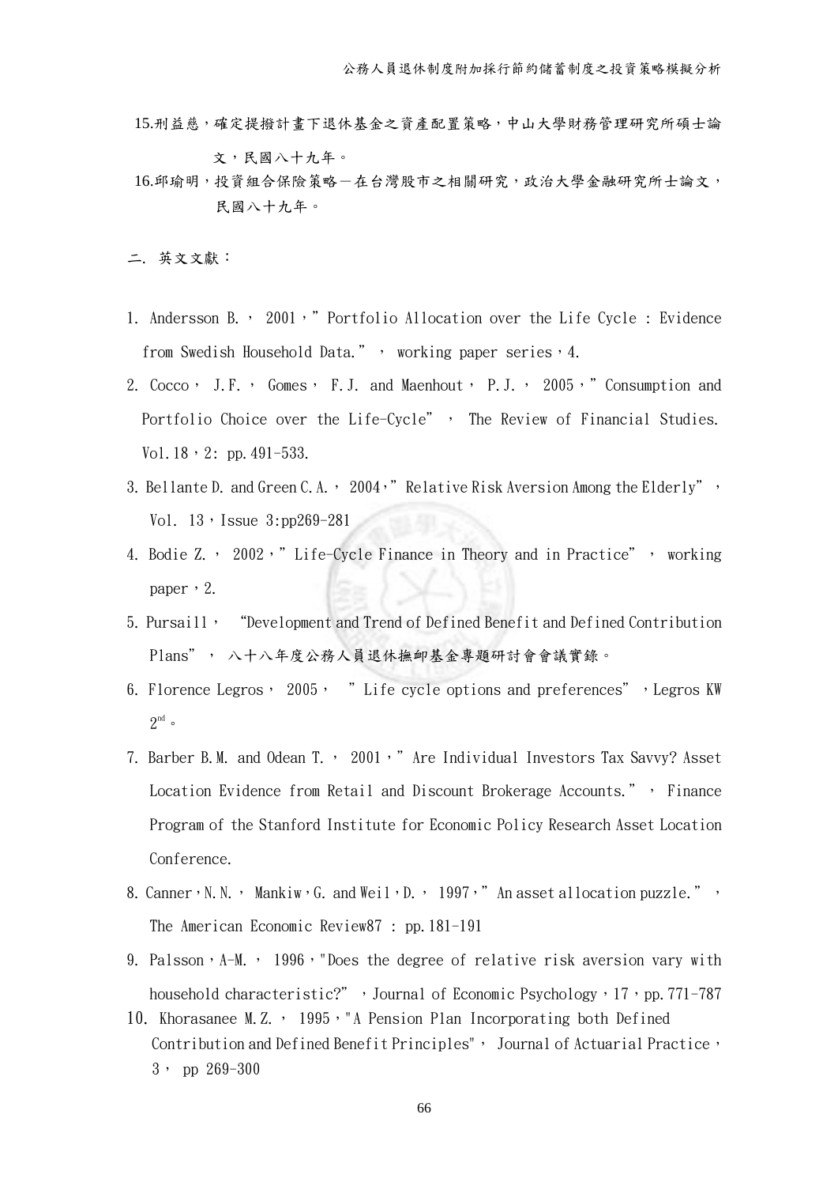15.刑益慈，確定提撥計畫下退休基金之資產配置策略，中山大學財務管理研究所碩士論文，民國八十九年。

16.邱瑜明，投資組合保險策略－在台灣股市之相關研究，政治大學金融研究所士論文，民國八十九年。

二. 英文文獻：

1. Andersson B.， 2001，" Portfolio Allocation over the Life Cycle : Evidence from Swedish Household Data."， working paper series，4.

2. Cocco， J.F.， Gomes， F.J. and Maenhout， P.J.， 2005，" Consumption and Portfolio Choice over the Life-Cycle"， The Review of Financial Studies. Vol.18，2: pp.491-533.

3. Bellante D. and Green C.A.， 2004，" Relative Risk Aversion Among the Elderly"， Vol. 13，Issue 3:pp269-281

4. Bodie Z.， 2002，" Life-Cycle Finance in Theory and in Practice"， working paper，2.

5. Pursaill， "Development and Trend of Defined Benefit and Defined Contribution Plans"， 八十八年度公務人員退休撫卹基金專題研討會會議實錄。

6. Florence Legros， 2005， " Life cycle options and preferences"，Legros KW 2[nd]。

7. Barber B.M. and Odean T.， 2001，" Are Individual Investors Tax Savvy? Asset Location Evidence from Retail and Discount Brokerage Accounts."， Finance Program of the Stanford Institute for Economic Policy Research Asset Location Conference.

8. Canner，N.N.， Mankiw，G. and Weil，D.， 1997，" An asset allocation puzzle."， The American Economic Review87 : pp.181-191

9. Palsson，A-M.， 1996，"Does the degree of relative risk aversion vary with household characteristic?" ，Journal of Economic Psychology，17，pp.771-787

10. Khorasanee M.Z.， 1995，"A Pension Plan Incorporating both Defined Contribution and Defined Benefit Principles"， Journal of Actuarial Practice，3， pp 269-300